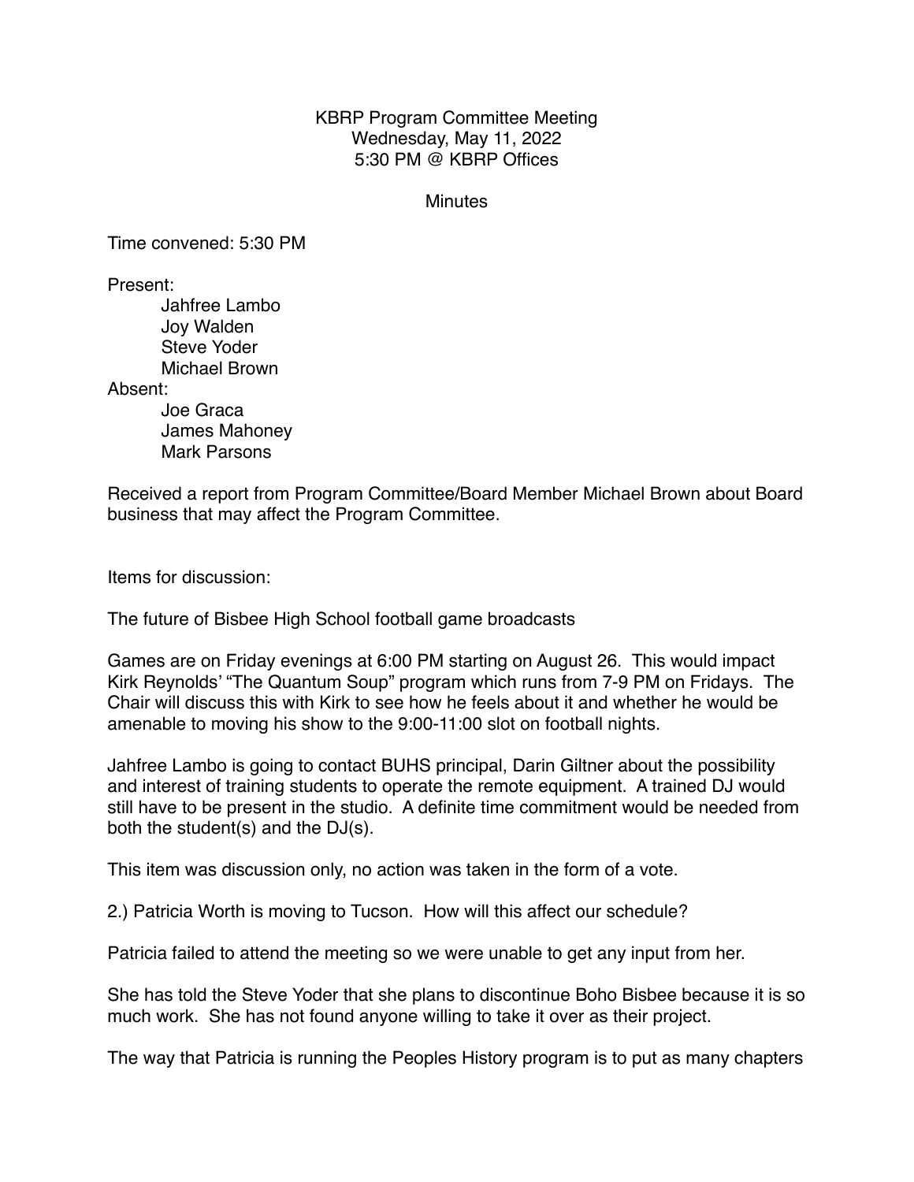KBRP Program Committee Meeting
Wednesday, May 11, 2022
5:30 PM @ KBRP Offices

Minutes

Time convened: 5:30 PM

Present:
- Jahfree Lambo
- Joy Walden
- Steve Yoder
- Michael Brown

Absent:
- Joe Graca
- James Mahoney
- Mark Parsons

Received a report from Program Committee/Board Member Michael Brown about Board business that may affect the Program Committee.

Items for discussion:

The future of Bisbee High School football game broadcasts

Games are on Friday evenings at 6:00 PM starting on August 26. This would impact Kirk Reynolds' "The Quantum Soup" program which runs from 7-9 PM on Fridays. The Chair will discuss this with Kirk to see how he feels about it and whether he would be amenable to moving his show to the 9:00-11:00 slot on football nights.

Jahfree Lambo is going to contact BUHS principal, Darin Giltner about the possibility and interest of training students to operate the remote equipment. A trained DJ would still have to be present in the studio. A definite time commitment would be needed from both the student(s) and the DJ(s).

This item was discussion only, no action was taken in the form of a vote.

2.) Patricia Worth is moving to Tucson. How will this affect our schedule?

Patricia failed to attend the meeting so we were unable to get any input from her.

She has told the Steve Yoder that she plans to discontinue Boho Bisbee because it is so much work. She has not found anyone willing to take it over as their project.

The way that Patricia is running the Peoples History program is to put as many chapters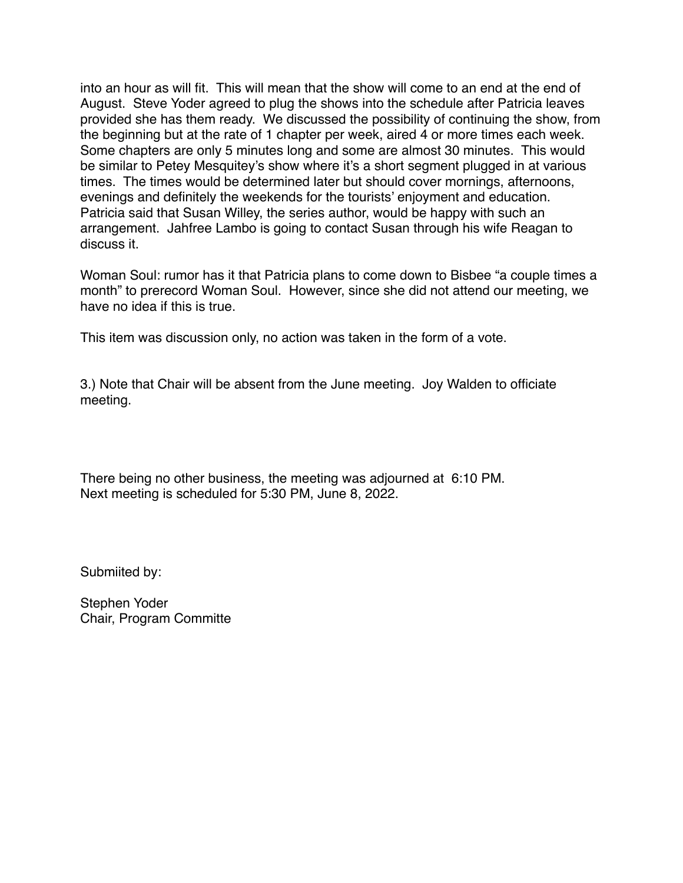into an hour as will fit. This will mean that the show will come to an end at the end of August. Steve Yoder agreed to plug the shows into the schedule after Patricia leaves provided she has them ready. We discussed the possibility of continuing the show, from the beginning but at the rate of 1 chapter per week, aired 4 or more times each week. Some chapters are only 5 minutes long and some are almost 30 minutes. This would be similar to Petey Mesquitey's show where it's a short segment plugged in at various times. The times would be determined later but should cover mornings, afternoons, evenings and definitely the weekends for the tourists' enjoyment and education. Patricia said that Susan Willey, the series author, would be happy with such an arrangement. Jahfree Lambo is going to contact Susan through his wife Reagan to discuss it.

Woman Soul: rumor has it that Patricia plans to come down to Bisbee "a couple times a month" to prerecord Woman Soul. However, since she did not attend our meeting, we have no idea if this is true.

This item was discussion only, no action was taken in the form of a vote.

3.) Note that Chair will be absent from the June meeting. Joy Walden to officiate meeting.

There being no other business, the meeting was adjourned at 6:10 PM.
Next meeting is scheduled for 5:30 PM, June 8, 2022.

Submiited by:

Stephen Yoder
Chair, Program Committe